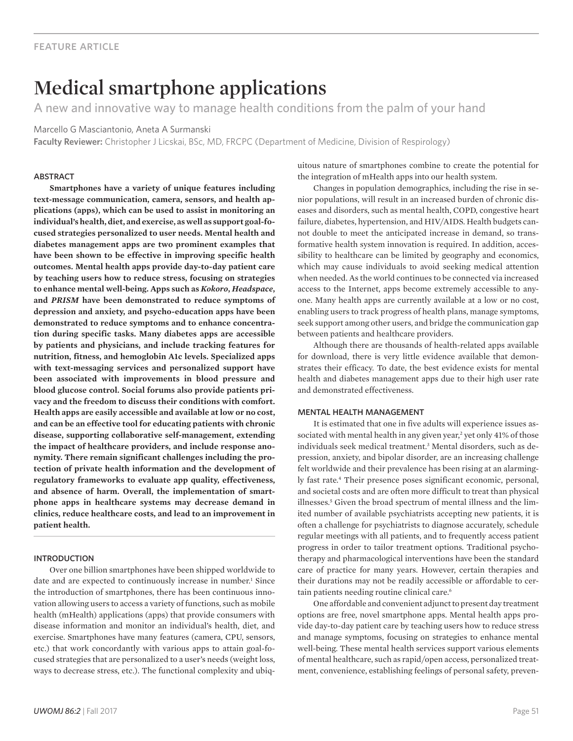FEATURE ARTICLE

# Medical smartphone applications

## A new and innovative way to manage health conditions from the palm of your hand

Marcello G Masciantonio, Aneta A Surmanski

**Faculty Reviewer:** Christopher J Licskai, BSc, MD, FRCPC (Department of Medicine, Division of Respirology)

### ABSTRACT

**Smartphones have a variety of unique features including text-message communication, camera, sensors, and health applications (apps), which can be used to assist in monitoring an individual's health, diet, and exercise, as well as support goal-focused strategies personalized to user needs. Mental health and diabetes management apps are two prominent examples that have been shown to be effective in improving specific health outcomes. Mental health apps provide day-to-day patient care by teaching users how to reduce stress, focusing on strategies to enhance mental well-being. Apps such as *Kokoro*, *Headspace*, and *PRISM* have been demonstrated to reduce symptoms of depression and anxiety, and psycho-education apps have been demonstrated to reduce symptoms and to enhance concentration during specific tasks. Many diabetes apps are accessible by patients and physicians, and include tracking features for nutrition, fitness, and hemoglobin A1c levels. Specialized apps with text-messaging services and personalized support have been associated with improvements in blood pressure and blood glucose control. Social forums also provide patients privacy and the freedom to discuss their conditions with comfort. Health apps are easily accessible and available at low or no cost, and can be an effective tool for educating patients with chronic disease, supporting collaborative self-management, extending the impact of healthcare providers, and include response anonymity. There remain significant challenges including the protection of private health information and the development of regulatory frameworks to evaluate app quality, effectiveness, and absence of harm. Overall, the implementation of smartphone apps in healthcare systems may decrease demand in clinics, reduce healthcare costs, and lead to an improvement in patient health.**

### INTRODUCTION

Over one billion smartphones have been shipped worldwide to date and are expected to continuously increase in number.[1] Since the introduction of smartphones, there has been continuous innovation allowing users to access a variety of functions, such as mobile health (mHealth) applications (apps) that provide consumers with disease information and monitor an individual's health, diet, and exercise. Smartphones have many features (camera, CPU, sensors, etc.) that work concordantly with various apps to attain goal-focused strategies that are personalized to a user's needs (weight loss, ways to decrease stress, etc.). The functional complexity and ubiquitous nature of smartphones combine to create the potential for the integration of mHealth apps into our health system.

Changes in population demographics, including the rise in senior populations, will result in an increased burden of chronic diseases and disorders, such as mental health, COPD, congestive heart failure, diabetes, hypertension, and HIV/AIDS. Health budgets cannot double to meet the anticipated increase in demand, so transformative health system innovation is required. In addition, accessibility to healthcare can be limited by geography and economics, which may cause individuals to avoid seeking medical attention when needed. As the world continues to be connected via increased access to the Internet, apps become extremely accessible to anyone. Many health apps are currently available at a low or no cost, enabling users to track progress of health plans, manage symptoms, seek support among other users, and bridge the communication gap between patients and healthcare providers.

Although there are thousands of health-related apps available for download, there is very little evidence available that demonstrates their efficacy. To date, the best evidence exists for mental health and diabetes management apps due to their high user rate and demonstrated effectiveness.

### MENTAL HEALTH MANAGEMENT

It is estimated that one in five adults will experience issues associated with mental health in any given year,[2] yet only 41% of those individuals seek medical treatment.[3] Mental disorders, such as depression, anxiety, and bipolar disorder, are an increasing challenge felt worldwide and their prevalence has been rising at an alarmingly fast rate.[4] Their presence poses significant economic, personal, and societal costs and are often more difficult to treat than physical illnesses.[5] Given the broad spectrum of mental illness and the limited number of available psychiatrists accepting new patients, it is often a challenge for psychiatrists to diagnose accurately, schedule regular meetings with all patients, and to frequently access patient progress in order to tailor treatment options. Traditional psychotherapy and pharmacological interventions have been the standard care of practice for many years. However, certain therapies and their durations may not be readily accessible or affordable to certain patients needing routine clinical care.[6]

One affordable and convenient adjunct to present day treatment options are free, novel smartphone apps. Mental health apps provide day-to-day patient care by teaching users how to reduce stress and manage symptoms, focusing on strategies to enhance mental well-being. These mental health services support various elements of mental healthcare, such as rapid/open access, personalized treatment, convenience, establishing feelings of personal safety, preven-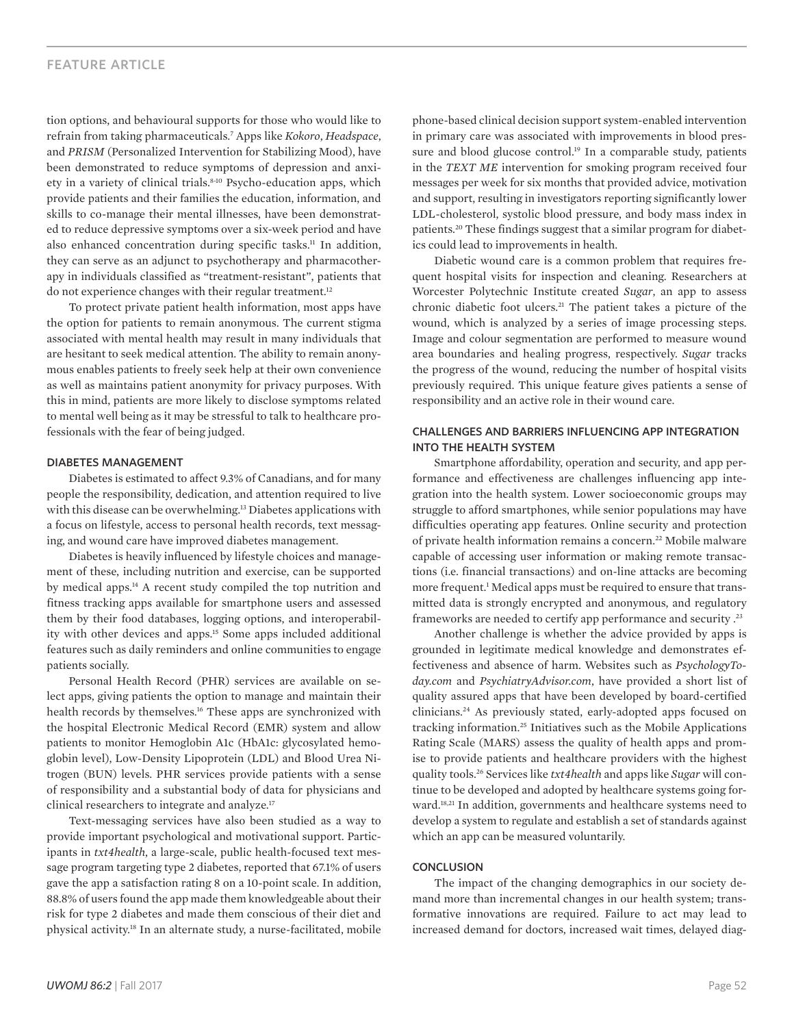tion options, and behavioural supports for those who would like to refrain from taking pharmaceuticals.[7] Apps like *Kokoro*, *Headspace*, and *PRISM* (Personalized Intervention for Stabilizing Mood), have been demonstrated to reduce symptoms of depression and anxiety in a variety of clinical trials.[8-10] Psycho-education apps, which provide patients and their families the education, information, and skills to co-manage their mental illnesses, have been demonstrated to reduce depressive symptoms over a six-week period and have also enhanced concentration during specific tasks.[11] In addition, they can serve as an adjunct to psychotherapy and pharmacotherapy in individuals classified as "treatment-resistant", patients that do not experience changes with their regular treatment.[12]

To protect private patient health information, most apps have the option for patients to remain anonymous. The current stigma associated with mental health may result in many individuals that are hesitant to seek medical attention. The ability to remain anonymous enables patients to freely seek help at their own convenience as well as maintains patient anonymity for privacy purposes. With this in mind, patients are more likely to disclose symptoms related to mental well being as it may be stressful to talk to healthcare professionals with the fear of being judged.

### DIABETES MANAGEMENT

Diabetes is estimated to affect 9.3% of Canadians, and for many people the responsibility, dedication, and attention required to live with this disease can be overwhelming.[13] Diabetes applications with a focus on lifestyle, access to personal health records, text messaging, and wound care have improved diabetes management.

Diabetes is heavily influenced by lifestyle choices and management of these, including nutrition and exercise, can be supported by medical apps.[14] A recent study compiled the top nutrition and fitness tracking apps available for smartphone users and assessed them by their food databases, logging options, and interoperability with other devices and apps.[15] Some apps included additional features such as daily reminders and online communities to engage patients socially.

Personal Health Record (PHR) services are available on select apps, giving patients the option to manage and maintain their health records by themselves.[16] These apps are synchronized with the hospital Electronic Medical Record (EMR) system and allow patients to monitor Hemoglobin A1c (HbA1c: glycosylated hemoglobin level), Low-Density Lipoprotein (LDL) and Blood Urea Nitrogen (BUN) levels. PHR services provide patients with a sense of responsibility and a substantial body of data for physicians and clinical researchers to integrate and analyze.[17]

Text-messaging services have also been studied as a way to provide important psychological and motivational support. Participants in *txt4health*, a large-scale, public health-focused text message program targeting type 2 diabetes, reported that 67.1% of users gave the app a satisfaction rating 8 on a 10-point scale. In addition, 88.8% of users found the app made them knowledgeable about their risk for type 2 diabetes and made them conscious of their diet and physical activity.[18] In an alternate study, a nurse-facilitated, mobile phone-based clinical decision support system-enabled intervention in primary care was associated with improvements in blood pressure and blood glucose control.[19] In a comparable study, patients in the *TEXT ME* intervention for smoking program received four messages per week for six months that provided advice, motivation and support, resulting in investigators reporting significantly lower LDL-cholesterol, systolic blood pressure, and body mass index in patients.[20] These findings suggest that a similar program for diabetics could lead to improvements in health.

Diabetic wound care is a common problem that requires frequent hospital visits for inspection and cleaning. Researchers at Worcester Polytechnic Institute created *Sugar*, an app to assess chronic diabetic foot ulcers.[21] The patient takes a picture of the wound, which is analyzed by a series of image processing steps. Image and colour segmentation are performed to measure wound area boundaries and healing progress, respectively. *Sugar* tracks the progress of the wound, reducing the number of hospital visits previously required. This unique feature gives patients a sense of responsibility and an active role in their wound care.

### CHALLENGES AND BARRIERS INFLUENCING APP INTEGRATION INTO THE HEALTH SYSTEM

Smartphone affordability, operation and security, and app performance and effectiveness are challenges influencing app integration into the health system. Lower socioeconomic groups may struggle to afford smartphones, while senior populations may have difficulties operating app features. Online security and protection of private health information remains a concern.[22] Mobile malware capable of accessing user information or making remote transactions (i.e. financial transactions) and on-line attacks are becoming more frequent.[1] Medical apps must be required to ensure that transmitted data is strongly encrypted and anonymous, and regulatory frameworks are needed to certify app performance and security .[23]

Another challenge is whether the advice provided by apps is grounded in legitimate medical knowledge and demonstrates effectiveness and absence of harm. Websites such as *PsychologyToday.com* and *PsychiatryAdvisor.com*, have provided a short list of quality assured apps that have been developed by board-certified clinicians.[24] As previously stated, early-adopted apps focused on tracking information.[25] Initiatives such as the Mobile Applications Rating Scale (MARS) assess the quality of health apps and promise to provide patients and healthcare providers with the highest quality tools.[26] Services like *txt4health* and apps like *Sugar* will continue to be developed and adopted by healthcare systems going forward.[18,21] In addition, governments and healthcare systems need to develop a system to regulate and establish a set of standards against which an app can be measured voluntarily.

### CONCLUSION

The impact of the changing demographics in our society demand more than incremental changes in our health system; transformative innovations are required. Failure to act may lead to increased demand for doctors, increased wait times, delayed diag-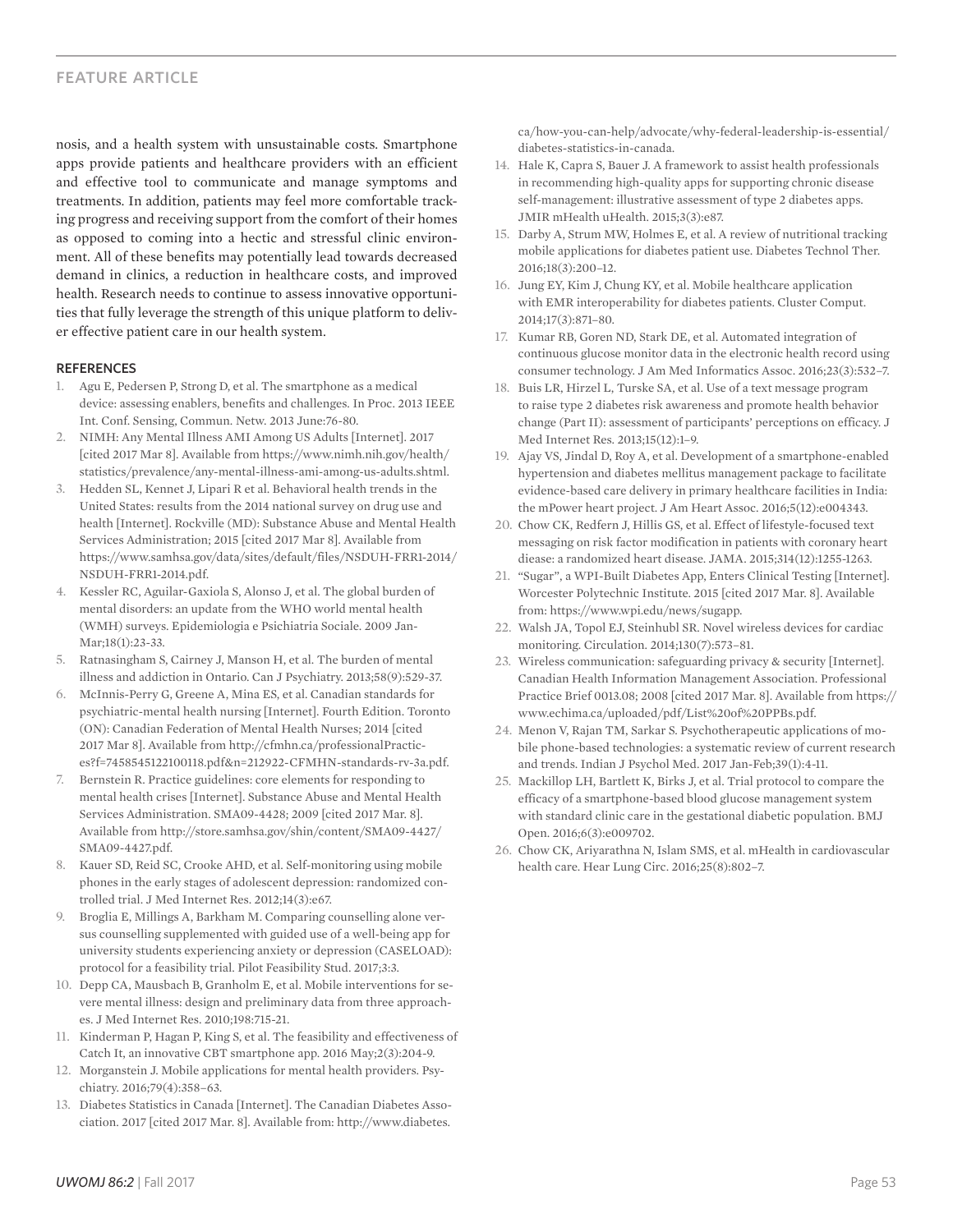nosis, and a health system with unsustainable costs. Smartphone apps provide patients and healthcare providers with an efficient and effective tool to communicate and manage symptoms and treatments. In addition, patients may feel more comfortable tracking progress and receiving support from the comfort of their homes as opposed to coming into a hectic and stressful clinic environment. All of these benefits may potentially lead towards decreased demand in clinics, a reduction in healthcare costs, and improved health. Research needs to continue to assess innovative opportunities that fully leverage the strength of this unique platform to deliver effective patient care in our health system.

## REFERENCES

1. Agu E, Pedersen P, Strong D, et al. The smartphone as a medical device: assessing enablers, benefits and challenges. In Proc. 2013 IEEE Int. Conf. Sensing, Commun. Netw. 2013 June:76-80.
2. NIMH: Any Mental Illness AMI Among US Adults [Internet]. 2017 [cited 2017 Mar 8]. Available from https://www.nimh.nih.gov/health/statistics/prevalence/any-mental-illness-ami-among-us-adults.shtml.
3. Hedden SL, Kennet J, Lipari R et al. Behavioral health trends in the United States: results from the 2014 national survey on drug use and health [Internet]. Rockville (MD): Substance Abuse and Mental Health Services Administration; 2015 [cited 2017 Mar 8]. Available from https://www.samhsa.gov/data/sites/default/files/NSDUH-FRR1-2014/NSDUH-FRR1-2014.pdf.
4. Kessler RC, Aguilar-Gaxiola S, Alonso J, et al. The global burden of mental disorders: an update from the WHO world mental health (WMH) surveys. Epidemiologia e Psichiatria Sociale. 2009 Jan-Mar;18(1):23-33.
5. Ratnasingham S, Cairney J, Manson H, et al. The burden of mental illness and addiction in Ontario. Can J Psychiatry. 2013;58(9):529-37.
6. McInnis-Perry G, Greene A, Mina ES, et al. Canadian standards for psychiatric-mental health nursing [Internet]. Fourth Edition. Toronto (ON): Canadian Federation of Mental Health Nurses; 2014 [cited 2017 Mar 8]. Available from http://cfmhn.ca/professionalPractices?f=7458545122100118.pdf&n=212922-CFMHN-standards-rv-3a.pdf.
7. Bernstein R. Practice guidelines: core elements for responding to mental health crises [Internet]. Substance Abuse and Mental Health Services Administration. SMA09-4428; 2009 [cited 2017 Mar. 8]. Available from http://store.samhsa.gov/shin/content/SMA09-4427/SMA09-4427.pdf.
8. Kauer SD, Reid SC, Crooke AHD, et al. Self-monitoring using mobile phones in the early stages of adolescent depression: randomized controlled trial. J Med Internet Res. 2012;14(3):e67.
9. Broglia E, Millings A, Barkham M. Comparing counselling alone versus counselling supplemented with guided use of a well-being app for university students experiencing anxiety or depression (CASELOAD): protocol for a feasibility trial. Pilot Feasibility Stud. 2017;3:3.
10. Depp CA, Mausbach B, Granholm E, et al. Mobile interventions for severe mental illness: design and preliminary data from three approaches. J Med Internet Res. 2010;198:715-21.
11. Kinderman P, Hagan P, King S, et al. The feasibility and effectiveness of Catch It, an innovative CBT smartphone app. 2016 May;2(3):204-9.
12. Morganstein J. Mobile applications for mental health providers. Psychiatry. 2016;79(4):358–63.
13. Diabetes Statistics in Canada [Internet]. The Canadian Diabetes Association. 2017 [cited 2017 Mar. 8]. Available from: http://www.diabetes.ca/how-you-can-help/advocate/why-federal-leadership-is-essential/diabetes-statistics-in-canada.
14. Hale K, Capra S, Bauer J. A framework to assist health professionals in recommending high-quality apps for supporting chronic disease self-management: illustrative assessment of type 2 diabetes apps. JMIR mHealth uHealth. 2015;3(3):e87.
15. Darby A, Strum MW, Holmes E, et al. A review of nutritional tracking mobile applications for diabetes patient use. Diabetes Technol Ther. 2016;18(3):200–12.
16. Jung EY, Kim J, Chung KY, et al. Mobile healthcare application with EMR interoperability for diabetes patients. Cluster Comput. 2014;17(3):871–80.
17. Kumar RB, Goren ND, Stark DE, et al. Automated integration of continuous glucose monitor data in the electronic health record using consumer technology. J Am Med Informatics Assoc. 2016;23(3):532–7.
18. Buis LR, Hirzel L, Turske SA, et al. Use of a text message program to raise type 2 diabetes risk awareness and promote health behavior change (Part II): assessment of participants' perceptions on efficacy. J Med Internet Res. 2013;15(12):1–9.
19. Ajay VS, Jindal D, Roy A, et al. Development of a smartphone-enabled hypertension and diabetes mellitus management package to facilitate evidence-based care delivery in primary healthcare facilities in India: the mPower heart project. J Am Heart Assoc. 2016;5(12):e004343.
20. Chow CK, Redfern J, Hillis GS, et al. Effect of lifestyle-focused text messaging on risk factor modification in patients with coronary heart diease: a randomized heart disease. JAMA. 2015;314(12):1255-1263.
21. "Sugar", a WPI-Built Diabetes App, Enters Clinical Testing [Internet]. Worcester Polytechnic Institute. 2015 [cited 2017 Mar. 8]. Available from: https://www.wpi.edu/news/sugapp.
22. Walsh JA, Topol EJ, Steinhubl SR. Novel wireless devices for cardiac monitoring. Circulation. 2014;130(7):573–81.
23. Wireless communication: safeguarding privacy & security [Internet]. Canadian Health Information Management Association. Professional Practice Brief 0013.08; 2008 [cited 2017 Mar. 8]. Available from https://www.echima.ca/uploaded/pdf/List%20of%20PPBs.pdf.
24. Menon V, Rajan TM, Sarkar S. Psychotherapeutic applications of mobile phone-based technologies: a systematic review of current research and trends. Indian J Psychol Med. 2017 Jan-Feb;39(1):4-11.
25. Mackillop LH, Bartlett K, Birks J, et al. Trial protocol to compare the efficacy of a smartphone-based blood glucose management system with standard clinic care in the gestational diabetic population. BMJ Open. 2016;6(3):e009702.
26. Chow CK, Ariyarathna N, Islam SMS, et al. mHealth in cardiovascular health care. Hear Lung Circ. 2016;25(8):802–7.